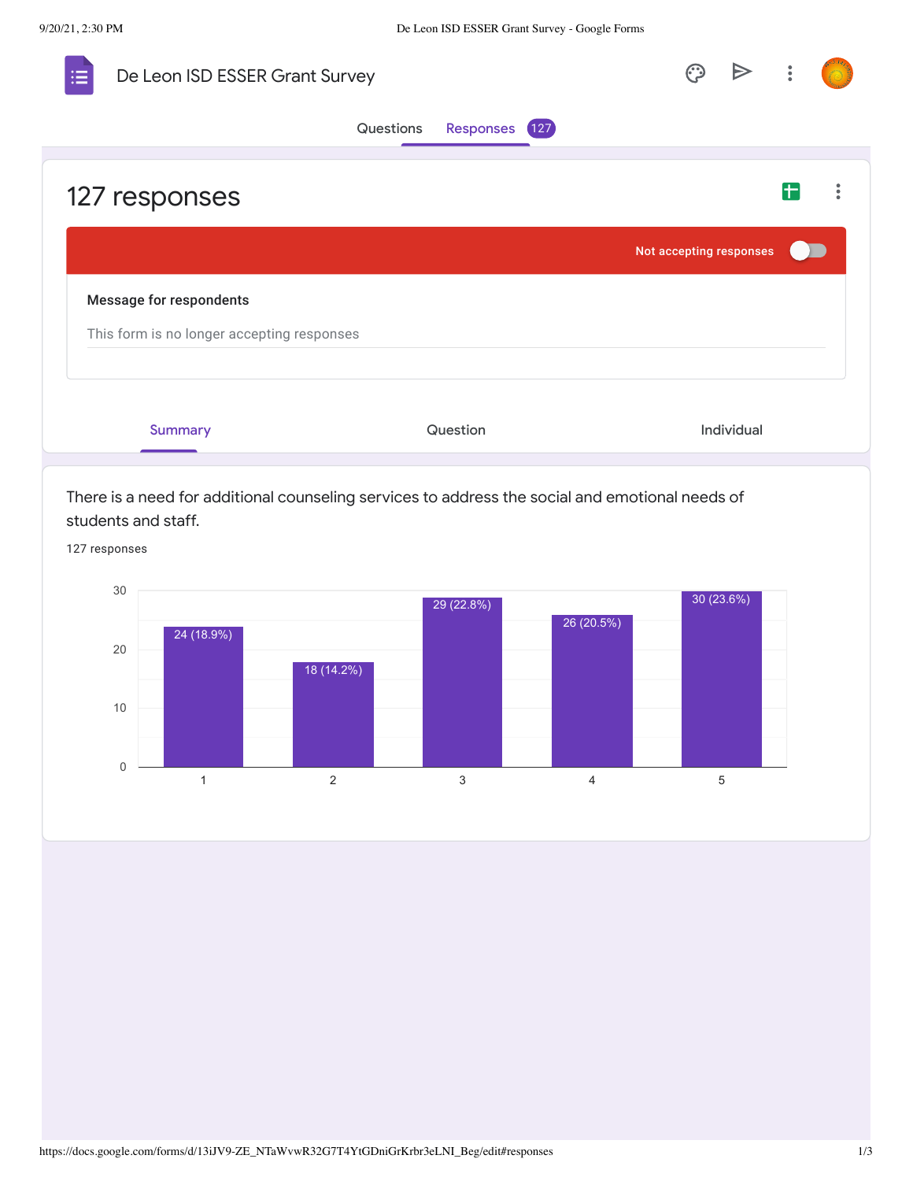# De Leon ISD ESSER Grant Survey

Questions | Responses 127

## 127 responses

Not accepting responses

**Message for respondents**

This form is no longer accepting responses

Summary | Question | Individual

There is a need for additional counseling services to address the social and emotional needs of students and staff.

127 responses

| Rating | Responses |
| --- | --- |
| 1 | 24 (18.9%) |
| 2 | 18 (14.2%) |
| 3 | 29 (22.8%) |
| 4 | 26 (20.5%) |
| 5 | 30 (23.6%) |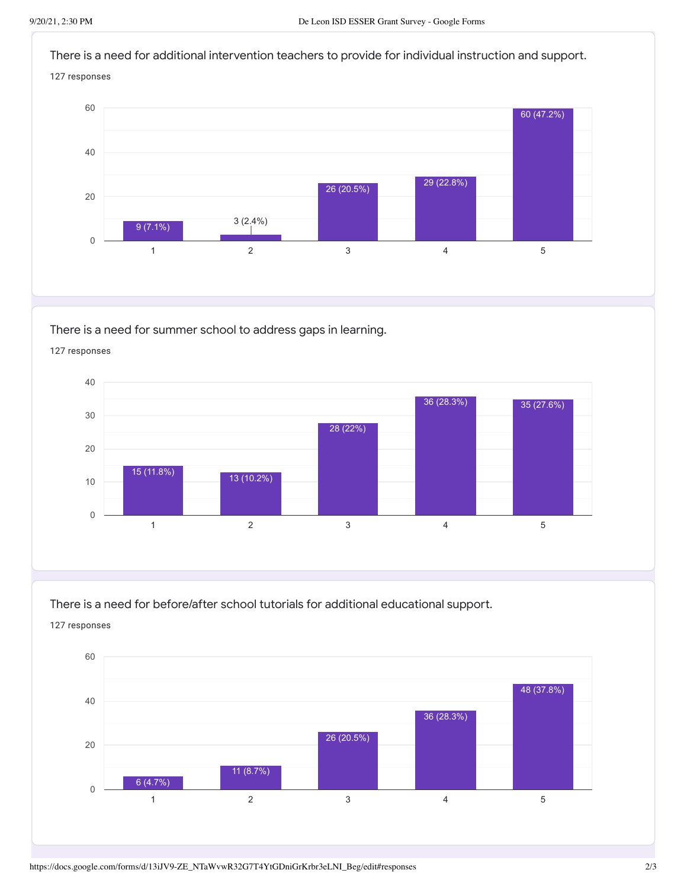There is a need for additional intervention teachers to provide for individual instruction and support.

127 responses

| Rating | Responses |
|---|---|
| 1 | 9 (7.1%) |
| 2 | 3 (2.4%) |
| 3 | 26 (20.5%) |
| 4 | 29 (22.8%) |
| 5 | 60 (47.2%) |

There is a need for summer school to address gaps in learning.

127 responses

| Rating | Responses |
|---|---|
| 1 | 15 (11.8%) |
| 2 | 13 (10.2%) |
| 3 | 28 (22%) |
| 4 | 36 (28.3%) |
| 5 | 35 (27.6%) |

There is a need for before/after school tutorials for additional educational support.

127 responses

| Rating | Responses |
|---|---|
| 1 | 6 (4.7%) |
| 2 | 11 (8.7%) |
| 3 | 26 (20.5%) |
| 4 | 36 (28.3%) |
| 5 | 48 (37.8%) |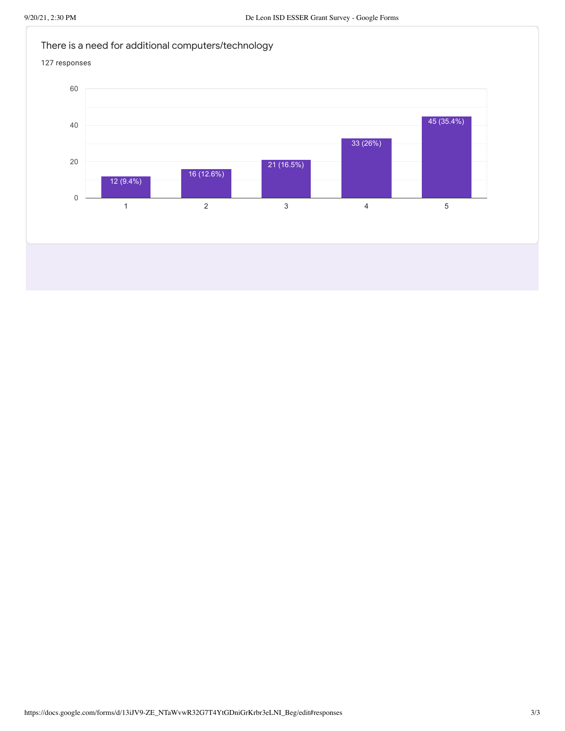There is a need for additional computers/technology

127 responses

60

40

20

0

12 (9.4%)

16 (12.6%)

21 (16.5%)

33 (26%)

45 (35.4%)

1

2

3

4

5